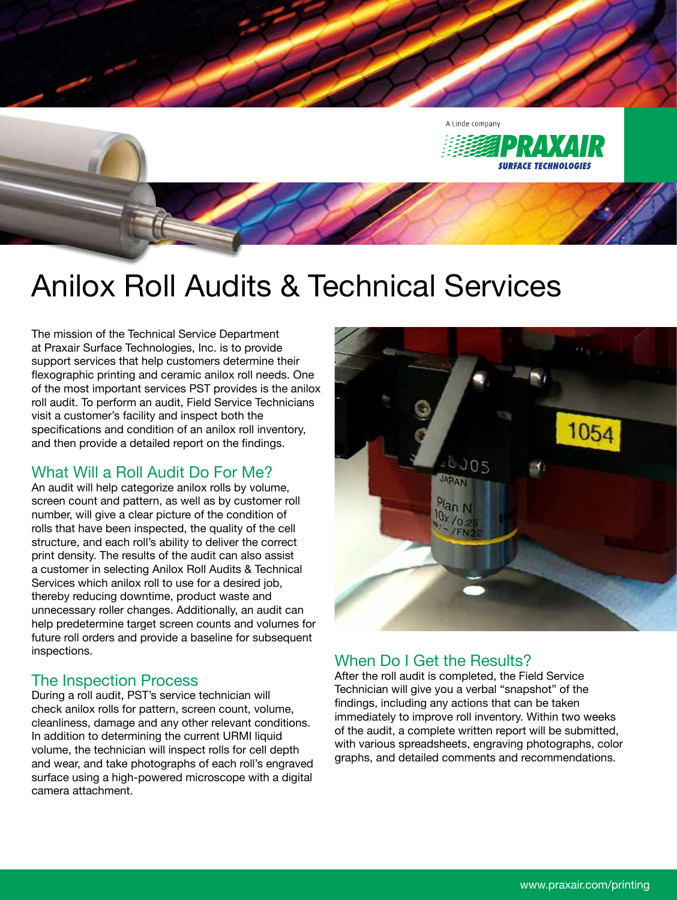A Linde company

PRAXAIR SURFACE TECHNOLOGIES

# Anilox Roll Audits & Technical Services

The mission of the Technical Service Department at Praxair Surface Technologies, Inc. is to provide support services that help customers determine their flexographic printing and ceramic anilox roll needs. One of the most important services PST provides is the anilox roll audit. To perform an audit, Field Service Technicians visit a customer's facility and inspect both the specifications and condition of an anilox roll inventory, and then provide a detailed report on the findings.

## What Will a Roll Audit Do For Me?

An audit will help categorize anilox rolls by volume, screen count and pattern, as well as by customer roll number, will give a clear picture of the condition of rolls that have been inspected, the quality of the cell structure, and each roll's ability to deliver the correct print density. The results of the audit can also assist a customer in selecting Anilox Roll Audits & Technical Services which anilox roll to use for a desired job, thereby reducing downtime, product waste and unnecessary roller changes. Additionally, an audit can help predetermine target screen counts and volumes for future roll orders and provide a baseline for subsequent inspections.

## The Inspection Process

During a roll audit, PST's service technician will check anilox rolls for pattern, screen count, volume, cleanliness, damage and any other relevant conditions. In addition to determining the current URMI liquid volume, the technician will inspect rolls for cell depth and wear, and take photographs of each roll's engraved surface using a high-powered microscope with a digital camera attachment.

## When Do I Get the Results?

After the roll audit is completed, the Field Service Technician will give you a verbal "snapshot" of the findings, including any actions that can be taken immediately to improve roll inventory. Within two weeks of the audit, a complete written report will be submitted, with various spreadsheets, engraving photographs, color graphs, and detailed comments and recommendations.

www.praxair.com/printing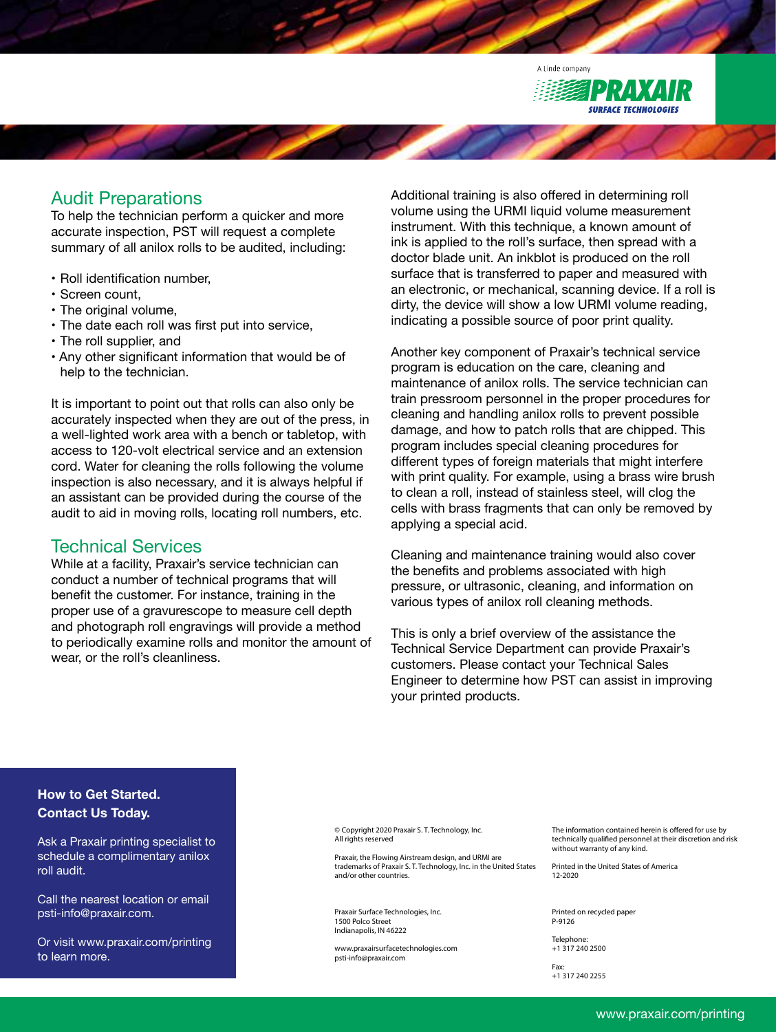A Linde company

PRAXAIR SURFACE TECHNOLOGIES

## Audit Preparations

To help the technician perform a quicker and more accurate inspection, PST will request a complete summary of all anilox rolls to be audited, including:

- Roll identification number,
- Screen count,
- The original volume,
- The date each roll was first put into service,
- The roll supplier, and
- Any other significant information that would be of help to the technician.

It is important to point out that rolls can also only be accurately inspected when they are out of the press, in a well-lighted work area with a bench or tabletop, with access to 120-volt electrical service and an extension cord. Water for cleaning the rolls following the volume inspection is also necessary, and it is always helpful if an assistant can be provided during the course of the audit to aid in moving rolls, locating roll numbers, etc.

## Technical Services

While at a facility, Praxair's service technician can conduct a number of technical programs that will benefit the customer. For instance, training in the proper use of a gravurescope to measure cell depth and photograph roll engravings will provide a method to periodically examine rolls and monitor the amount of wear, or the roll's cleanliness.

Additional training is also offered in determining roll volume using the URMI liquid volume measurement instrument. With this technique, a known amount of ink is applied to the roll's surface, then spread with a doctor blade unit. An inkblot is produced on the roll surface that is transferred to paper and measured with an electronic, or mechanical, scanning device. If a roll is dirty, the device will show a low URMI volume reading, indicating a possible source of poor print quality.

Another key component of Praxair's technical service program is education on the care, cleaning and maintenance of anilox rolls. The service technician can train pressroom personnel in the proper procedures for cleaning and handling anilox rolls to prevent possible damage, and how to patch rolls that are chipped. This program includes special cleaning procedures for different types of foreign materials that might interfere with print quality. For example, using a brass wire brush to clean a roll, instead of stainless steel, will clog the cells with brass fragments that can only be removed by applying a special acid.

Cleaning and maintenance training would also cover the benefits and problems associated with high pressure, or ultrasonic, cleaning, and information on various types of anilox roll cleaning methods.

This is only a brief overview of the assistance the Technical Service Department can provide Praxair's customers. Please contact your Technical Sales Engineer to determine how PST can assist in improving your printed products.

**How to Get Started.**
**Contact Us Today.**

Ask a Praxair printing specialist to schedule a complimentary anilox roll audit.

Call the nearest location or email psti-info@praxair.com.

Or visit www.praxair.com/printing to learn more.

© Copyright 2020 Praxair S. T. Technology, Inc.
All rights reserved

Praxair, the Flowing Airstream design, and URMI are trademarks of Praxair S. T. Technology, Inc. in the United States and/or other countries.

Praxair Surface Technologies, Inc.
1500 Polco Street
Indianapolis, IN 46222

www.praxairsurfacetechnologies.com
psti-info@praxair.com

The information contained herein is offered for use by technically qualified personnel at their discretion and risk without warranty of any kind.

Printed in the United States of America
12-2020

Printed on recycled paper
P-9126

Telephone:
+1 317 240 2500

Fax:
+1 317 240 2255

www.praxair.com/printing